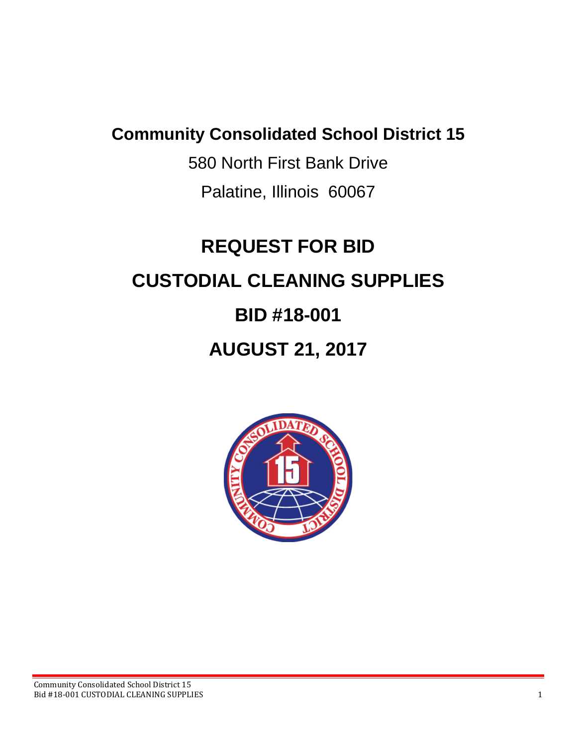**Community Consolidated School District 15**

580 North First Bank Drive

Palatine, Illinois 60067

# REQUEST FOR BID

# CUSTODIAL CLEANING SUPPLIES

# BID #18-001

# AUGUST 21, 2017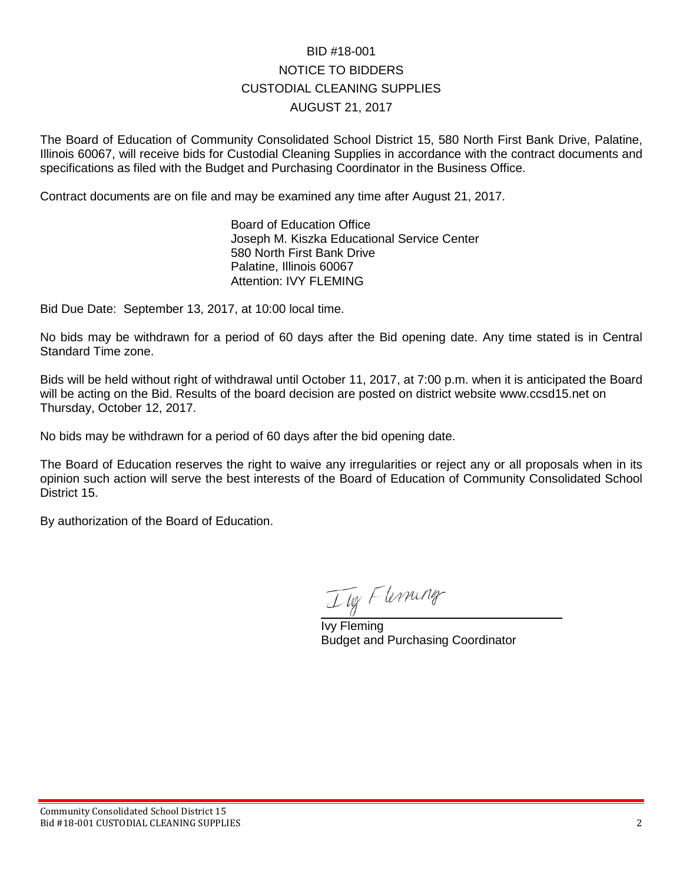# BID #18-001
## NOTICE TO BIDDERS
## CUSTODIAL CLEANING SUPPLIES
## AUGUST 21, 2017

The Board of Education of Community Consolidated School District 15, 580 North First Bank Drive, Palatine, Illinois 60067, will receive bids for Custodial Cleaning Supplies in accordance with the contract documents and specifications as filed with the Budget and Purchasing Coordinator in the Business Office.

Contract documents are on file and may be examined any time after August 21, 2017.

Board of Education Office
Joseph M. Kiszka Educational Service Center
580 North First Bank Drive
Palatine, Illinois 60067
Attention: IVY FLEMING

Bid Due Date: September 13, 2017, at 10:00 local time.

No bids may be withdrawn for a period of 60 days after the Bid opening date. Any time stated is in Central Standard Time zone.

Bids will be held without right of withdrawal until October 11, 2017, at 7:00 p.m. when it is anticipated the Board will be acting on the Bid. Results of the board decision are posted on district website www.ccsd15.net on Thursday, October 12, 2017.

No bids may be withdrawn for a period of 60 days after the bid opening date.

The Board of Education reserves the right to waive any irregularities or reject any or all proposals when in its opinion such action will serve the best interests of the Board of Education of Community Consolidated School District 15.

By authorization of the Board of Education.

Ivy Fleming

Ivy Fleming
Budget and Purchasing Coordinator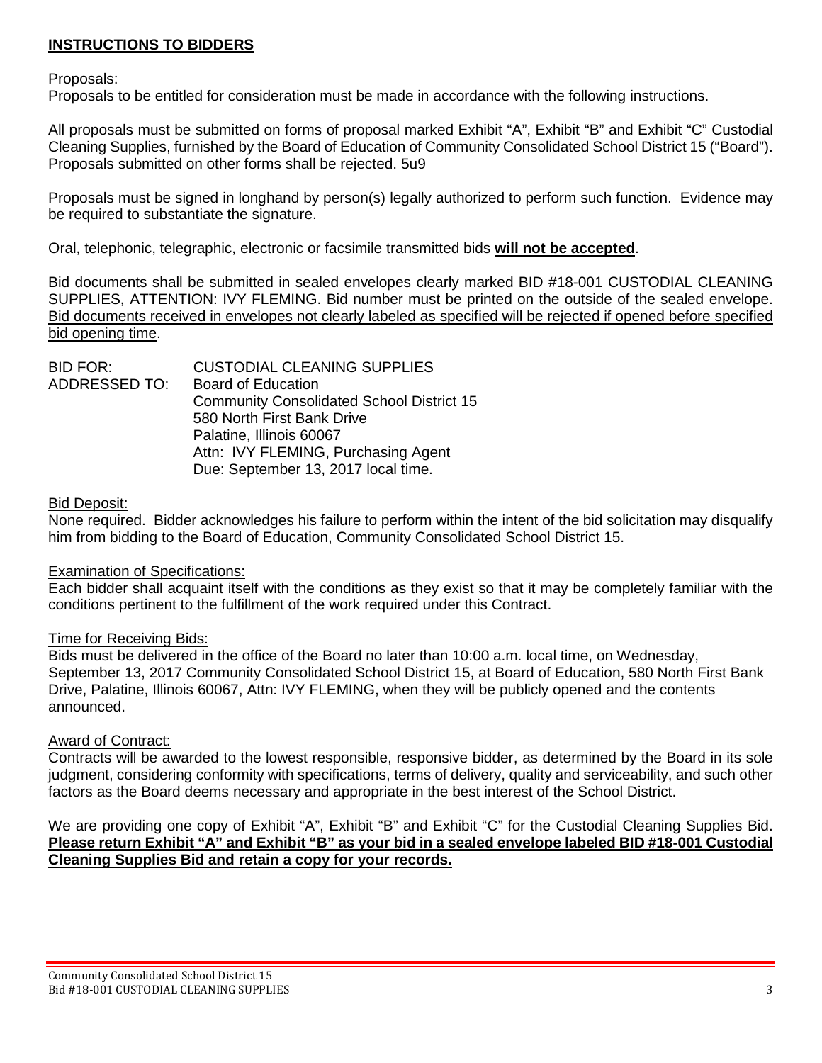## INSTRUCTIONS TO BIDDERS

Proposals:

Proposals to be entitled for consideration must be made in accordance with the following instructions.

All proposals must be submitted on forms of proposal marked Exhibit "A", Exhibit "B" and Exhibit "C" Custodial Cleaning Supplies, furnished by the Board of Education of Community Consolidated School District 15 ("Board"). Proposals submitted on other forms shall be rejected. 5u9

Proposals must be signed in longhand by person(s) legally authorized to perform such function. Evidence may be required to substantiate the signature.

Oral, telephonic, telegraphic, electronic or facsimile transmitted bids **will not be accepted**.

Bid documents shall be submitted in sealed envelopes clearly marked BID #18-001 CUSTODIAL CLEANING SUPPLIES, ATTENTION: IVY FLEMING. Bid number must be printed on the outside of the sealed envelope. Bid documents received in envelopes not clearly labeled as specified will be rejected if opened before specified bid opening time.

BID FOR: CUSTODIAL CLEANING SUPPLIES
ADDRESSED TO: Board of Education
Community Consolidated School District 15
580 North First Bank Drive
Palatine, Illinois 60067
Attn: IVY FLEMING, Purchasing Agent
Due: September 13, 2017 local time.

Bid Deposit:

None required. Bidder acknowledges his failure to perform within the intent of the bid solicitation may disqualify him from bidding to the Board of Education, Community Consolidated School District 15.

Examination of Specifications:

Each bidder shall acquaint itself with the conditions as they exist so that it may be completely familiar with the conditions pertinent to the fulfillment of the work required under this Contract.

Time for Receiving Bids:

Bids must be delivered in the office of the Board no later than 10:00 a.m. local time, on Wednesday, September 13, 2017 Community Consolidated School District 15, at Board of Education, 580 North First Bank Drive, Palatine, Illinois 60067, Attn: IVY FLEMING, when they will be publicly opened and the contents announced.

Award of Contract:

Contracts will be awarded to the lowest responsible, responsive bidder, as determined by the Board in its sole judgment, considering conformity with specifications, terms of delivery, quality and serviceability, and such other factors as the Board deems necessary and appropriate in the best interest of the School District.

We are providing one copy of Exhibit "A", Exhibit "B" and Exhibit "C" for the Custodial Cleaning Supplies Bid. **Please return Exhibit "A" and Exhibit "B" as your bid in a sealed envelope labeled BID #18-001 Custodial Cleaning Supplies Bid and retain a copy for your records.**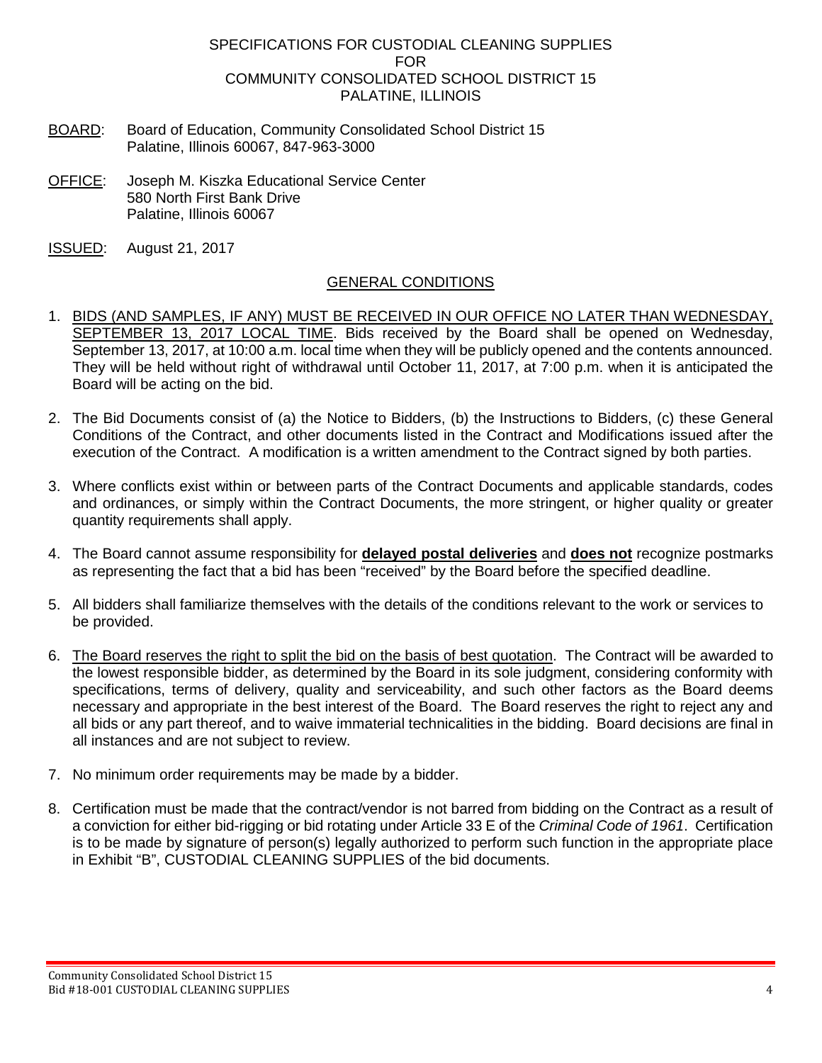# SPECIFICATIONS FOR CUSTODIAL CLEANING SUPPLIES FOR COMMUNITY CONSOLIDATED SCHOOL DISTRICT 15 PALATINE, ILLINOIS

BOARD: Board of Education, Community Consolidated School District 15
Palatine, Illinois 60067, 847-963-3000

OFFICE: Joseph M. Kiszka Educational Service Center
580 North First Bank Drive
Palatine, Illinois 60067

ISSUED: August 21, 2017

## GENERAL CONDITIONS

1. BIDS (AND SAMPLES, IF ANY) MUST BE RECEIVED IN OUR OFFICE NO LATER THAN WEDNESDAY, SEPTEMBER 13, 2017 LOCAL TIME. Bids received by the Board shall be opened on Wednesday, September 13, 2017, at 10:00 a.m. local time when they will be publicly opened and the contents announced. They will be held without right of withdrawal until October 11, 2017, at 7:00 p.m. when it is anticipated the Board will be acting on the bid.

2. The Bid Documents consist of (a) the Notice to Bidders, (b) the Instructions to Bidders, (c) these General Conditions of the Contract, and other documents listed in the Contract and Modifications issued after the execution of the Contract. A modification is a written amendment to the Contract signed by both parties.

3. Where conflicts exist within or between parts of the Contract Documents and applicable standards, codes and ordinances, or simply within the Contract Documents, the more stringent, or higher quality or greater quantity requirements shall apply.

4. The Board cannot assume responsibility for **delayed postal deliveries** and **does not** recognize postmarks as representing the fact that a bid has been "received" by the Board before the specified deadline.

5. All bidders shall familiarize themselves with the details of the conditions relevant to the work or services to be provided.

6. The Board reserves the right to split the bid on the basis of best quotation. The Contract will be awarded to the lowest responsible bidder, as determined by the Board in its sole judgment, considering conformity with specifications, terms of delivery, quality and serviceability, and such other factors as the Board deems necessary and appropriate in the best interest of the Board. The Board reserves the right to reject any and all bids or any part thereof, and to waive immaterial technicalities in the bidding. Board decisions are final in all instances and are not subject to review.

7. No minimum order requirements may be made by a bidder.

8. Certification must be made that the contract/vendor is not barred from bidding on the Contract as a result of a conviction for either bid-rigging or bid rotating under Article 33 E of the *Criminal Code of 1961*. Certification is to be made by signature of person(s) legally authorized to perform such function in the appropriate place in Exhibit "B", CUSTODIAL CLEANING SUPPLIES of the bid documents.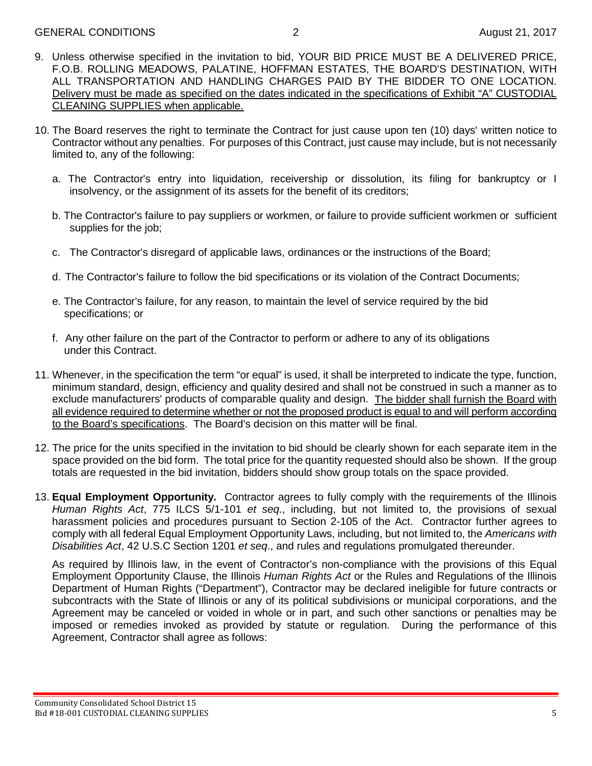9. Unless otherwise specified in the invitation to bid, YOUR BID PRICE MUST BE A DELIVERED PRICE, F.O.B. ROLLING MEADOWS, PALATINE, HOFFMAN ESTATES, THE BOARD'S DESTINATION, WITH ALL TRANSPORTATION AND HANDLING CHARGES PAID BY THE BIDDER TO ONE LOCATION. <u>Delivery must be made as specified on the dates indicated in the specifications of Exhibit "A" CUSTODIAL CLEANING SUPPLIES when applicable.</u>

10. The Board reserves the right to terminate the Contract for just cause upon ten (10) days' written notice to Contractor without any penalties. For purposes of this Contract, just cause may include, but is not necessarily limited to, any of the following:

    a. The Contractor's entry into liquidation, receivership or dissolution, its filing for bankruptcy or I insolvency, or the assignment of its assets for the benefit of its creditors;

    b. The Contractor's failure to pay suppliers or workmen, or failure to provide sufficient workmen or sufficient supplies for the job;

    c. The Contractor's disregard of applicable laws, ordinances or the instructions of the Board;

    d. The Contractor's failure to follow the bid specifications or its violation of the Contract Documents;

    e. The Contractor's failure, for any reason, to maintain the level of service required by the bid specifications; or

    f. Any other failure on the part of the Contractor to perform or adhere to any of its obligations under this Contract.

11. Whenever, in the specification the term "or equal" is used, it shall be interpreted to indicate the type, function, minimum standard, design, efficiency and quality desired and shall not be construed in such a manner as to exclude manufacturers' products of comparable quality and design. <u>The bidder shall furnish the Board with all evidence required to determine whether or not the proposed product is equal to and will perform according to the Board's specifications</u>. The Board's decision on this matter will be final.

12. The price for the units specified in the invitation to bid should be clearly shown for each separate item in the space provided on the bid form. The total price for the quantity requested should also be shown. If the group totals are requested in the bid invitation, bidders should show group totals on the space provided.

13. **Equal Employment Opportunity.** Contractor agrees to fully comply with the requirements of the Illinois *Human Rights Act*, 775 ILCS 5/1-101 *et seq*., including, but not limited to, the provisions of sexual harassment policies and procedures pursuant to Section 2-105 of the Act. Contractor further agrees to comply with all federal Equal Employment Opportunity Laws, including, but not limited to, the *Americans with Disabilities Act*, 42 U.S.C Section 1201 *et seq*., and rules and regulations promulgated thereunder.

    As required by Illinois law, in the event of Contractor's non-compliance with the provisions of this Equal Employment Opportunity Clause, the Illinois *Human Rights Act* or the Rules and Regulations of the Illinois Department of Human Rights ("Department"), Contractor may be declared ineligible for future contracts or subcontracts with the State of Illinois or any of its political subdivisions or municipal corporations, and the Agreement may be canceled or voided in whole or in part, and such other sanctions or penalties may be imposed or remedies invoked as provided by statute or regulation. During the performance of this Agreement, Contractor shall agree as follows: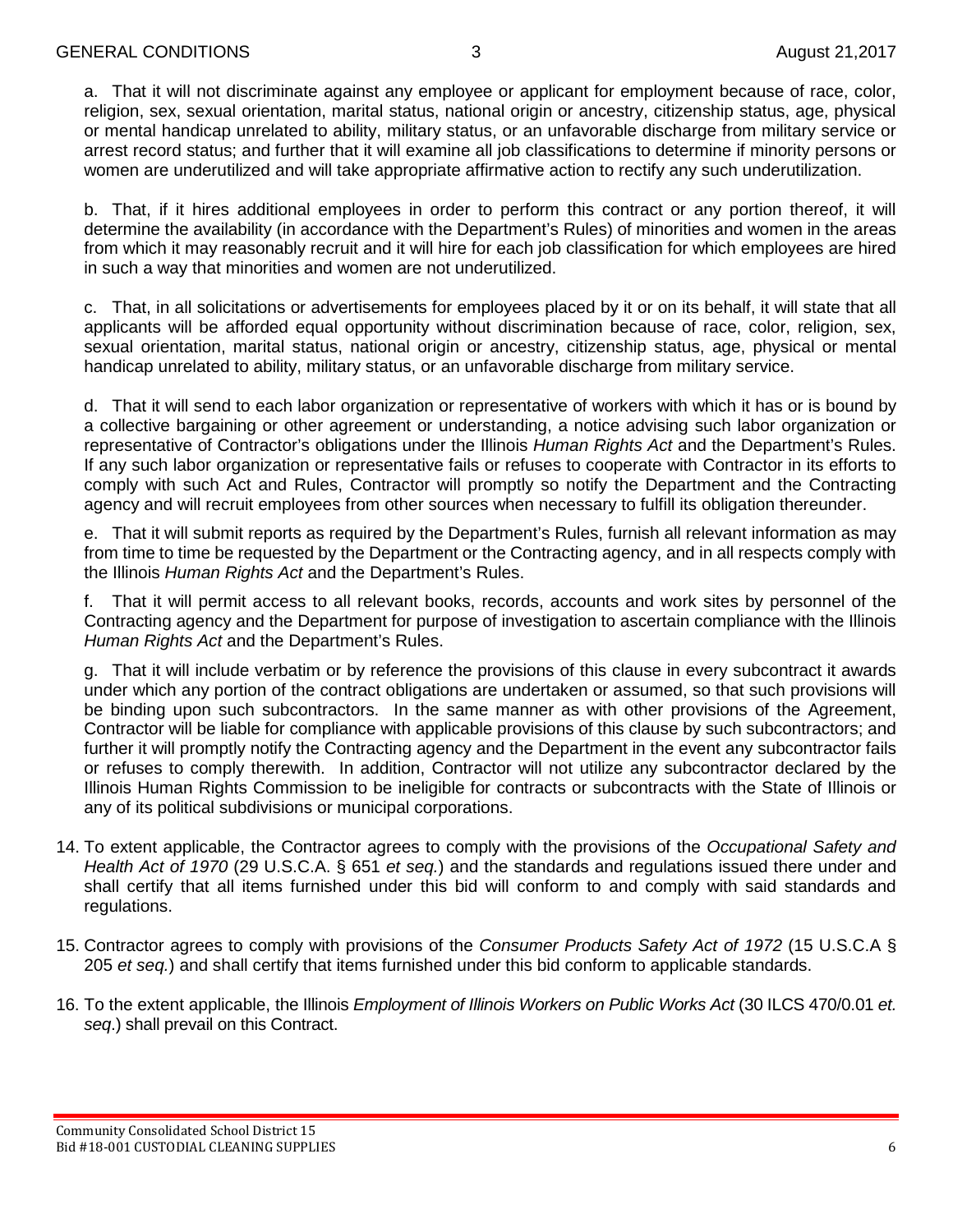a. That it will not discriminate against any employee or applicant for employment because of race, color, religion, sex, sexual orientation, marital status, national origin or ancestry, citizenship status, age, physical or mental handicap unrelated to ability, military status, or an unfavorable discharge from military service or arrest record status; and further that it will examine all job classifications to determine if minority persons or women are underutilized and will take appropriate affirmative action to rectify any such underutilization.

b. That, if it hires additional employees in order to perform this contract or any portion thereof, it will determine the availability (in accordance with the Department's Rules) of minorities and women in the areas from which it may reasonably recruit and it will hire for each job classification for which employees are hired in such a way that minorities and women are not underutilized.

c. That, in all solicitations or advertisements for employees placed by it or on its behalf, it will state that all applicants will be afforded equal opportunity without discrimination because of race, color, religion, sex, sexual orientation, marital status, national origin or ancestry, citizenship status, age, physical or mental handicap unrelated to ability, military status, or an unfavorable discharge from military service.

d. That it will send to each labor organization or representative of workers with which it has or is bound by a collective bargaining or other agreement or understanding, a notice advising such labor organization or representative of Contractor's obligations under the Illinois *Human Rights Act* and the Department's Rules. If any such labor organization or representative fails or refuses to cooperate with Contractor in its efforts to comply with such Act and Rules, Contractor will promptly so notify the Department and the Contracting agency and will recruit employees from other sources when necessary to fulfill its obligation thereunder.

e. That it will submit reports as required by the Department's Rules, furnish all relevant information as may from time to time be requested by the Department or the Contracting agency, and in all respects comply with the Illinois *Human Rights Act* and the Department's Rules.

f. That it will permit access to all relevant books, records, accounts and work sites by personnel of the Contracting agency and the Department for purpose of investigation to ascertain compliance with the Illinois *Human Rights Act* and the Department's Rules.

g. That it will include verbatim or by reference the provisions of this clause in every subcontract it awards under which any portion of the contract obligations are undertaken or assumed, so that such provisions will be binding upon such subcontractors. In the same manner as with other provisions of the Agreement, Contractor will be liable for compliance with applicable provisions of this clause by such subcontractors; and further it will promptly notify the Contracting agency and the Department in the event any subcontractor fails or refuses to comply therewith. In addition, Contractor will not utilize any subcontractor declared by the Illinois Human Rights Commission to be ineligible for contracts or subcontracts with the State of Illinois or any of its political subdivisions or municipal corporations.

14. To extent applicable, the Contractor agrees to comply with the provisions of the *Occupational Safety and Health Act of 1970* (29 U.S.C.A. § 651 *et seq.*) and the standards and regulations issued there under and shall certify that all items furnished under this bid will conform to and comply with said standards and regulations.

15. Contractor agrees to comply with provisions of the *Consumer Products Safety Act of 1972* (15 U.S.C.A § 205 *et seq.*) and shall certify that items furnished under this bid conform to applicable standards.

16. To the extent applicable, the Illinois *Employment of Illinois Workers on Public Works Act* (30 ILCS 470/0.01 *et. seq*.) shall prevail on this Contract.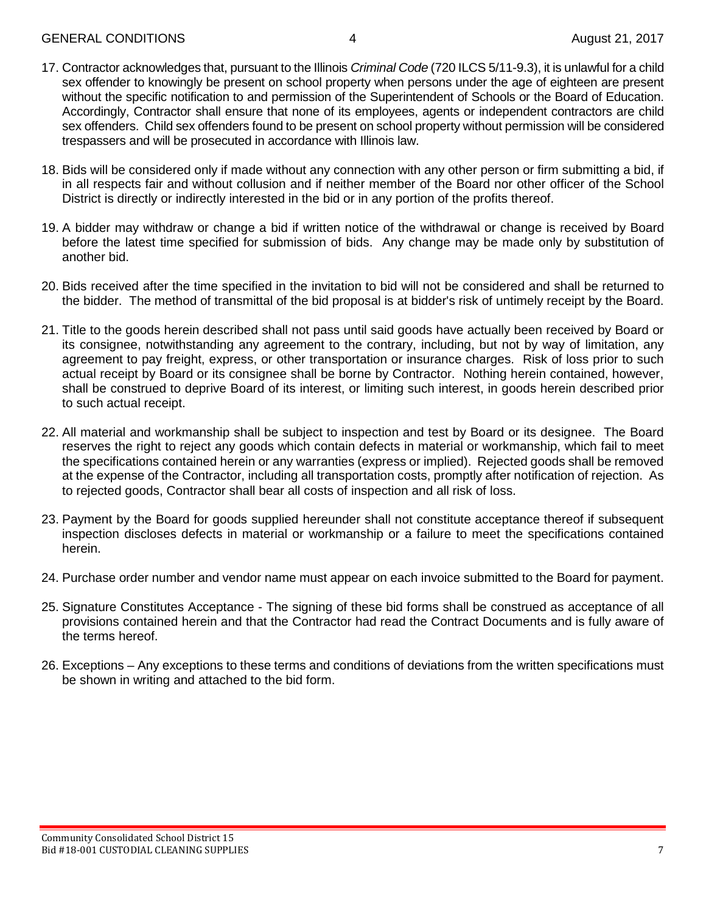17. Contractor acknowledges that, pursuant to the Illinois *Criminal Code* (720 ILCS 5/11-9.3), it is unlawful for a child sex offender to knowingly be present on school property when persons under the age of eighteen are present without the specific notification to and permission of the Superintendent of Schools or the Board of Education. Accordingly, Contractor shall ensure that none of its employees, agents or independent contractors are child sex offenders. Child sex offenders found to be present on school property without permission will be considered trespassers and will be prosecuted in accordance with Illinois law.

18. Bids will be considered only if made without any connection with any other person or firm submitting a bid, if in all respects fair and without collusion and if neither member of the Board nor other officer of the School District is directly or indirectly interested in the bid or in any portion of the profits thereof.

19. A bidder may withdraw or change a bid if written notice of the withdrawal or change is received by Board before the latest time specified for submission of bids. Any change may be made only by substitution of another bid.

20. Bids received after the time specified in the invitation to bid will not be considered and shall be returned to the bidder. The method of transmittal of the bid proposal is at bidder's risk of untimely receipt by the Board.

21. Title to the goods herein described shall not pass until said goods have actually been received by Board or its consignee, notwithstanding any agreement to the contrary, including, but not by way of limitation, any agreement to pay freight, express, or other transportation or insurance charges. Risk of loss prior to such actual receipt by Board or its consignee shall be borne by Contractor. Nothing herein contained, however, shall be construed to deprive Board of its interest, or limiting such interest, in goods herein described prior to such actual receipt.

22. All material and workmanship shall be subject to inspection and test by Board or its designee. The Board reserves the right to reject any goods which contain defects in material or workmanship, which fail to meet the specifications contained herein or any warranties (express or implied). Rejected goods shall be removed at the expense of the Contractor, including all transportation costs, promptly after notification of rejection. As to rejected goods, Contractor shall bear all costs of inspection and all risk of loss.

23. Payment by the Board for goods supplied hereunder shall not constitute acceptance thereof if subsequent inspection discloses defects in material or workmanship or a failure to meet the specifications contained herein.

24. Purchase order number and vendor name must appear on each invoice submitted to the Board for payment.

25. Signature Constitutes Acceptance - The signing of these bid forms shall be construed as acceptance of all provisions contained herein and that the Contractor had read the Contract Documents and is fully aware of the terms hereof.

26. Exceptions – Any exceptions to these terms and conditions of deviations from the written specifications must be shown in writing and attached to the bid form.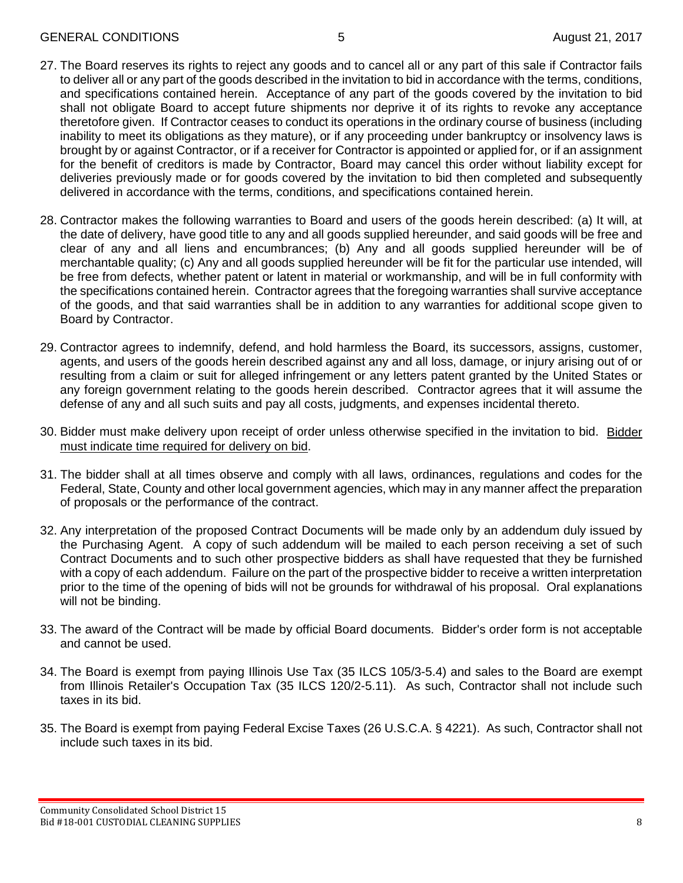27. The Board reserves its rights to reject any goods and to cancel all or any part of this sale if Contractor fails to deliver all or any part of the goods described in the invitation to bid in accordance with the terms, conditions, and specifications contained herein. Acceptance of any part of the goods covered by the invitation to bid shall not obligate Board to accept future shipments nor deprive it of its rights to revoke any acceptance theretofore given. If Contractor ceases to conduct its operations in the ordinary course of business (including inability to meet its obligations as they mature), or if any proceeding under bankruptcy or insolvency laws is brought by or against Contractor, or if a receiver for Contractor is appointed or applied for, or if an assignment for the benefit of creditors is made by Contractor, Board may cancel this order without liability except for deliveries previously made or for goods covered by the invitation to bid then completed and subsequently delivered in accordance with the terms, conditions, and specifications contained herein.

28. Contractor makes the following warranties to Board and users of the goods herein described: (a) It will, at the date of delivery, have good title to any and all goods supplied hereunder, and said goods will be free and clear of any and all liens and encumbrances; (b) Any and all goods supplied hereunder will be of merchantable quality; (c) Any and all goods supplied hereunder will be fit for the particular use intended, will be free from defects, whether patent or latent in material or workmanship, and will be in full conformity with the specifications contained herein. Contractor agrees that the foregoing warranties shall survive acceptance of the goods, and that said warranties shall be in addition to any warranties for additional scope given to Board by Contractor.

29. Contractor agrees to indemnify, defend, and hold harmless the Board, its successors, assigns, customer, agents, and users of the goods herein described against any and all loss, damage, or injury arising out of or resulting from a claim or suit for alleged infringement or any letters patent granted by the United States or any foreign government relating to the goods herein described. Contractor agrees that it will assume the defense of any and all such suits and pay all costs, judgments, and expenses incidental thereto.

30. Bidder must make delivery upon receipt of order unless otherwise specified in the invitation to bid. Bidder must indicate time required for delivery on bid.

31. The bidder shall at all times observe and comply with all laws, ordinances, regulations and codes for the Federal, State, County and other local government agencies, which may in any manner affect the preparation of proposals or the performance of the contract.

32. Any interpretation of the proposed Contract Documents will be made only by an addendum duly issued by the Purchasing Agent. A copy of such addendum will be mailed to each person receiving a set of such Contract Documents and to such other prospective bidders as shall have requested that they be furnished with a copy of each addendum. Failure on the part of the prospective bidder to receive a written interpretation prior to the time of the opening of bids will not be grounds for withdrawal of his proposal. Oral explanations will not be binding.

33. The award of the Contract will be made by official Board documents. Bidder's order form is not acceptable and cannot be used.

34. The Board is exempt from paying Illinois Use Tax (35 ILCS 105/3-5.4) and sales to the Board are exempt from Illinois Retailer's Occupation Tax (35 ILCS 120/2-5.11). As such, Contractor shall not include such taxes in its bid.

35. The Board is exempt from paying Federal Excise Taxes (26 U.S.C.A. § 4221). As such, Contractor shall not include such taxes in its bid.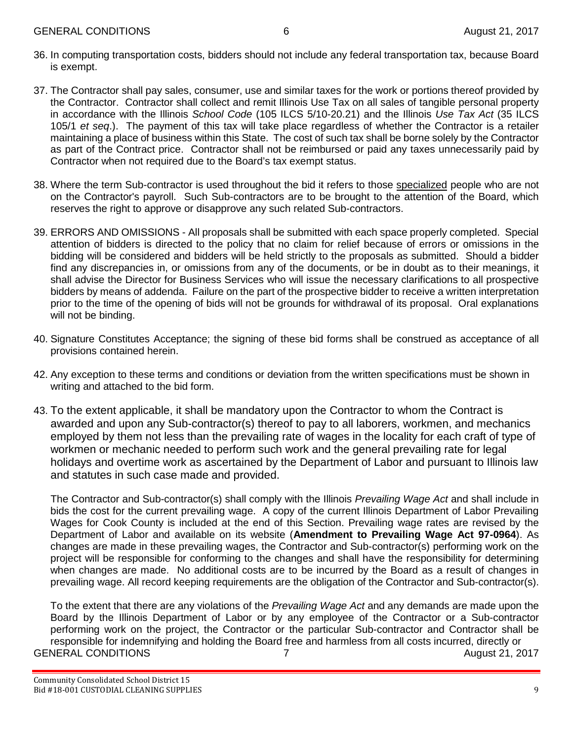36. In computing transportation costs, bidders should not include any federal transportation tax, because Board is exempt.

37. The Contractor shall pay sales, consumer, use and similar taxes for the work or portions thereof provided by the Contractor. Contractor shall collect and remit Illinois Use Tax on all sales of tangible personal property in accordance with the Illinois *School Code* (105 ILCS 5/10-20.21) and the Illinois *Use Tax Act* (35 ILCS 105/1 *et seq*.). The payment of this tax will take place regardless of whether the Contractor is a retailer maintaining a place of business within this State. The cost of such tax shall be borne solely by the Contractor as part of the Contract price. Contractor shall not be reimbursed or paid any taxes unnecessarily paid by Contractor when not required due to the Board's tax exempt status.

38. Where the term Sub-contractor is used throughout the bid it refers to those <u>specialized</u> people who are not on the Contractor's payroll. Such Sub-contractors are to be brought to the attention of the Board, which reserves the right to approve or disapprove any such related Sub-contractors.

39. ERRORS AND OMISSIONS - All proposals shall be submitted with each space properly completed. Special attention of bidders is directed to the policy that no claim for relief because of errors or omissions in the bidding will be considered and bidders will be held strictly to the proposals as submitted. Should a bidder find any discrepancies in, or omissions from any of the documents, or be in doubt as to their meanings, it shall advise the Director for Business Services who will issue the necessary clarifications to all prospective bidders by means of addenda. Failure on the part of the prospective bidder to receive a written interpretation prior to the time of the opening of bids will not be grounds for withdrawal of its proposal. Oral explanations will not be binding.

40. Signature Constitutes Acceptance; the signing of these bid forms shall be construed as acceptance of all provisions contained herein.

42. Any exception to these terms and conditions or deviation from the written specifications must be shown in writing and attached to the bid form.

43. To the extent applicable, it shall be mandatory upon the Contractor to whom the Contract is awarded and upon any Sub-contractor(s) thereof to pay to all laborers, workmen, and mechanics employed by them not less than the prevailing rate of wages in the locality for each craft of type of workmen or mechanic needed to perform such work and the general prevailing rate for legal holidays and overtime work as ascertained by the Department of Labor and pursuant to Illinois law and statutes in such case made and provided.

    The Contractor and Sub-contractor(s) shall comply with the Illinois *Prevailing Wage Act* and shall include in bids the cost for the current prevailing wage. A copy of the current Illinois Department of Labor Prevailing Wages for Cook County is included at the end of this Section. Prevailing wage rates are revised by the Department of Labor and available on its website (**Amendment to Prevailing Wage Act 97-0964**). As changes are made in these prevailing wages, the Contractor and Sub-contractor(s) performing work on the project will be responsible for conforming to the changes and shall have the responsibility for determining when changes are made. No additional costs are to be incurred by the Board as a result of changes in prevailing wage. All record keeping requirements are the obligation of the Contractor and Sub-contractor(s).

    To the extent that there are any violations of the *Prevailing Wage Act* and any demands are made upon the Board by the Illinois Department of Labor or by any employee of the Contractor or a Sub-contractor performing work on the project, the Contractor or the particular Sub-contractor and Contractor shall be responsible for indemnifying and holding the Board free and harmless from all costs incurred, directly or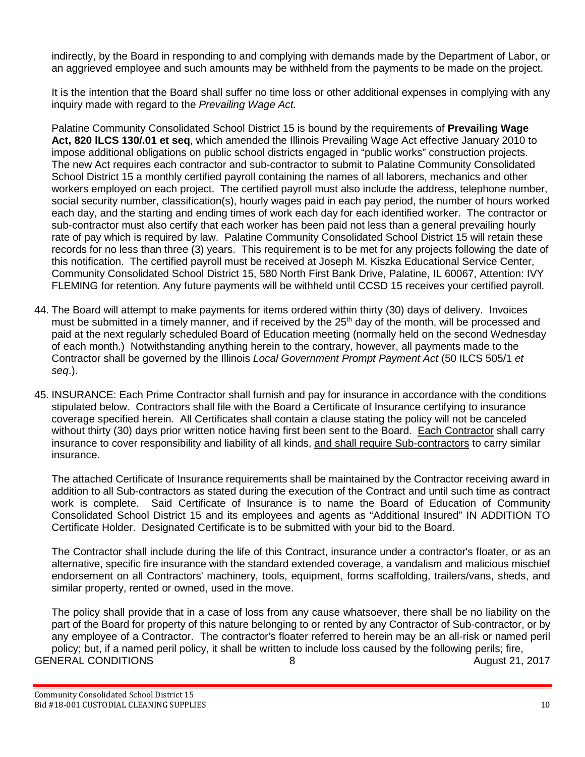indirectly, by the Board in responding to and complying with demands made by the Department of Labor, or an aggrieved employee and such amounts may be withheld from the payments to be made on the project.

It is the intention that the Board shall suffer no time loss or other additional expenses in complying with any inquiry made with regard to the *Prevailing Wage Act.*

Palatine Community Consolidated School District 15 is bound by the requirements of **Prevailing Wage Act, 820 ILCS 130/.01 et seq**, which amended the Illinois Prevailing Wage Act effective January 2010 to impose additional obligations on public school districts engaged in "public works" construction projects. The new Act requires each contractor and sub-contractor to submit to Palatine Community Consolidated School District 15 a monthly certified payroll containing the names of all laborers, mechanics and other workers employed on each project. The certified payroll must also include the address, telephone number, social security number, classification(s), hourly wages paid in each pay period, the number of hours worked each day, and the starting and ending times of work each day for each identified worker. The contractor or sub-contractor must also certify that each worker has been paid not less than a general prevailing hourly rate of pay which is required by law. Palatine Community Consolidated School District 15 will retain these records for no less than three (3) years. This requirement is to be met for any projects following the date of this notification. The certified payroll must be received at Joseph M. Kiszka Educational Service Center, Community Consolidated School District 15, 580 North First Bank Drive, Palatine, IL 60067, Attention: IVY FLEMING for retention. Any future payments will be withheld until CCSD 15 receives your certified payroll.

44. The Board will attempt to make payments for items ordered within thirty (30) days of delivery. Invoices must be submitted in a timely manner, and if received by the 25th day of the month, will be processed and paid at the next regularly scheduled Board of Education meeting (normally held on the second Wednesday of each month.) Notwithstanding anything herein to the contrary, however, all payments made to the Contractor shall be governed by the Illinois *Local Government Prompt Payment Act* (50 ILCS 505/1 *et seq*.).

45. INSURANCE: Each Prime Contractor shall furnish and pay for insurance in accordance with the conditions stipulated below. Contractors shall file with the Board a Certificate of Insurance certifying to insurance coverage specified herein. All Certificates shall contain a clause stating the policy will not be canceled without thirty (30) days prior written notice having first been sent to the Board. <u>Each Contractor</u> shall carry insurance to cover responsibility and liability of all kinds, <u>and shall require Sub-contractors</u> to carry similar insurance.

    The attached Certificate of Insurance requirements shall be maintained by the Contractor receiving award in addition to all Sub-contractors as stated during the execution of the Contract and until such time as contract work is complete. Said Certificate of Insurance is to name the Board of Education of Community Consolidated School District 15 and its employees and agents as "Additional Insured" IN ADDITION TO Certificate Holder. Designated Certificate is to be submitted with your bid to the Board.

    The Contractor shall include during the life of this Contract, insurance under a contractor's floater, or as an alternative, specific fire insurance with the standard extended coverage, a vandalism and malicious mischief endorsement on all Contractors' machinery, tools, equipment, forms scaffolding, trailers/vans, sheds, and similar property, rented or owned, used in the move.

    The policy shall provide that in a case of loss from any cause whatsoever, there shall be no liability on the part of the Board for property of this nature belonging to or rented by any Contractor of Sub-contractor, or by any employee of a Contractor. The contractor's floater referred to herein may be an all-risk or named peril policy; but, if a named peril policy, it shall be written to include loss caused by the following perils; fire,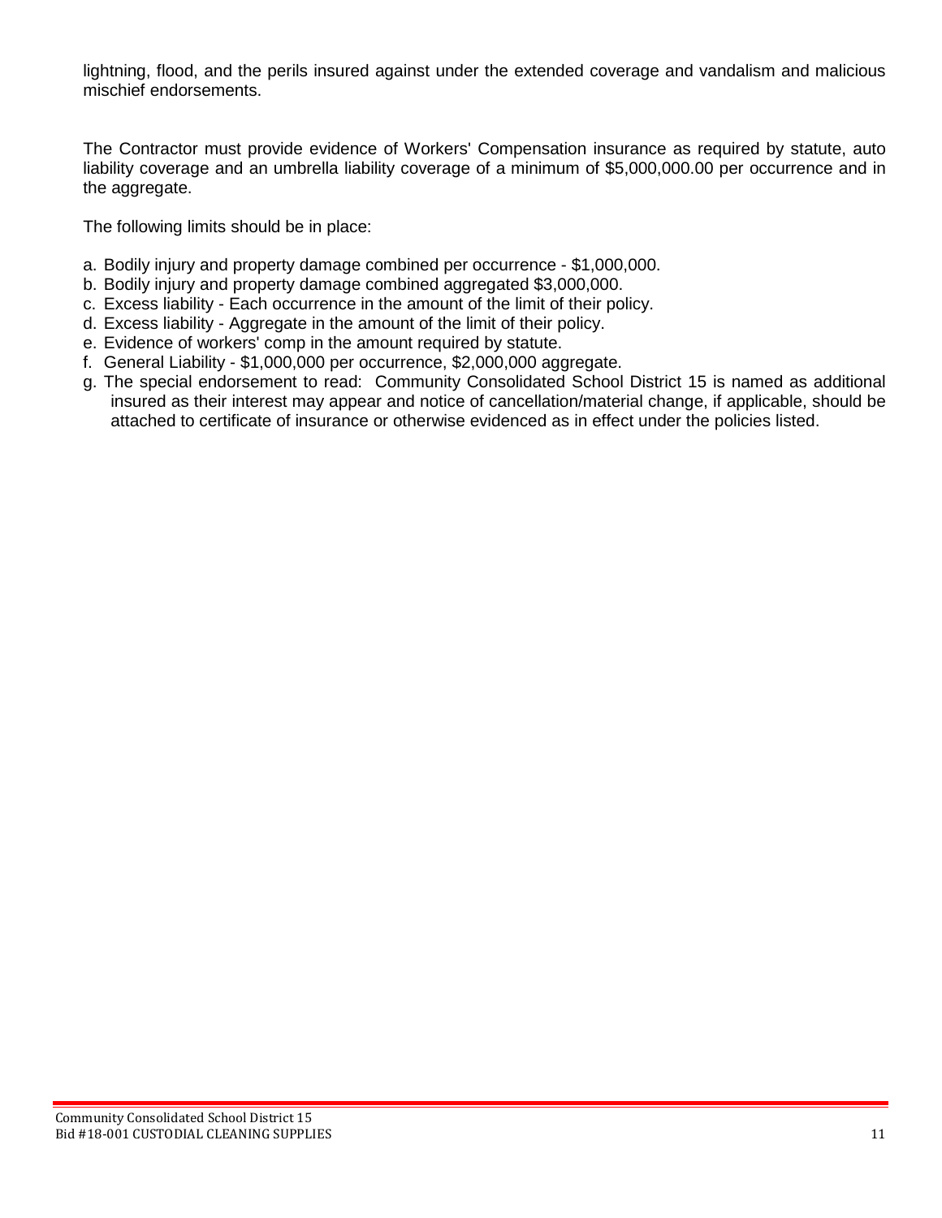lightning, flood, and the perils insured against under the extended coverage and vandalism and malicious mischief endorsements.

The Contractor must provide evidence of Workers' Compensation insurance as required by statute, auto liability coverage and an umbrella liability coverage of a minimum of $5,000,000.00 per occurrence and in the aggregate.

The following limits should be in place:

a. Bodily injury and property damage combined per occurrence - $1,000,000.
b. Bodily injury and property damage combined aggregated $3,000,000.
c. Excess liability - Each occurrence in the amount of the limit of their policy.
d. Excess liability - Aggregate in the amount of the limit of their policy.
e. Evidence of workers' comp in the amount required by statute.
f. General Liability - $1,000,000 per occurrence, $2,000,000 aggregate.
g. The special endorsement to read: Community Consolidated School District 15 is named as additional insured as their interest may appear and notice of cancellation/material change, if applicable, should be attached to certificate of insurance or otherwise evidenced as in effect under the policies listed.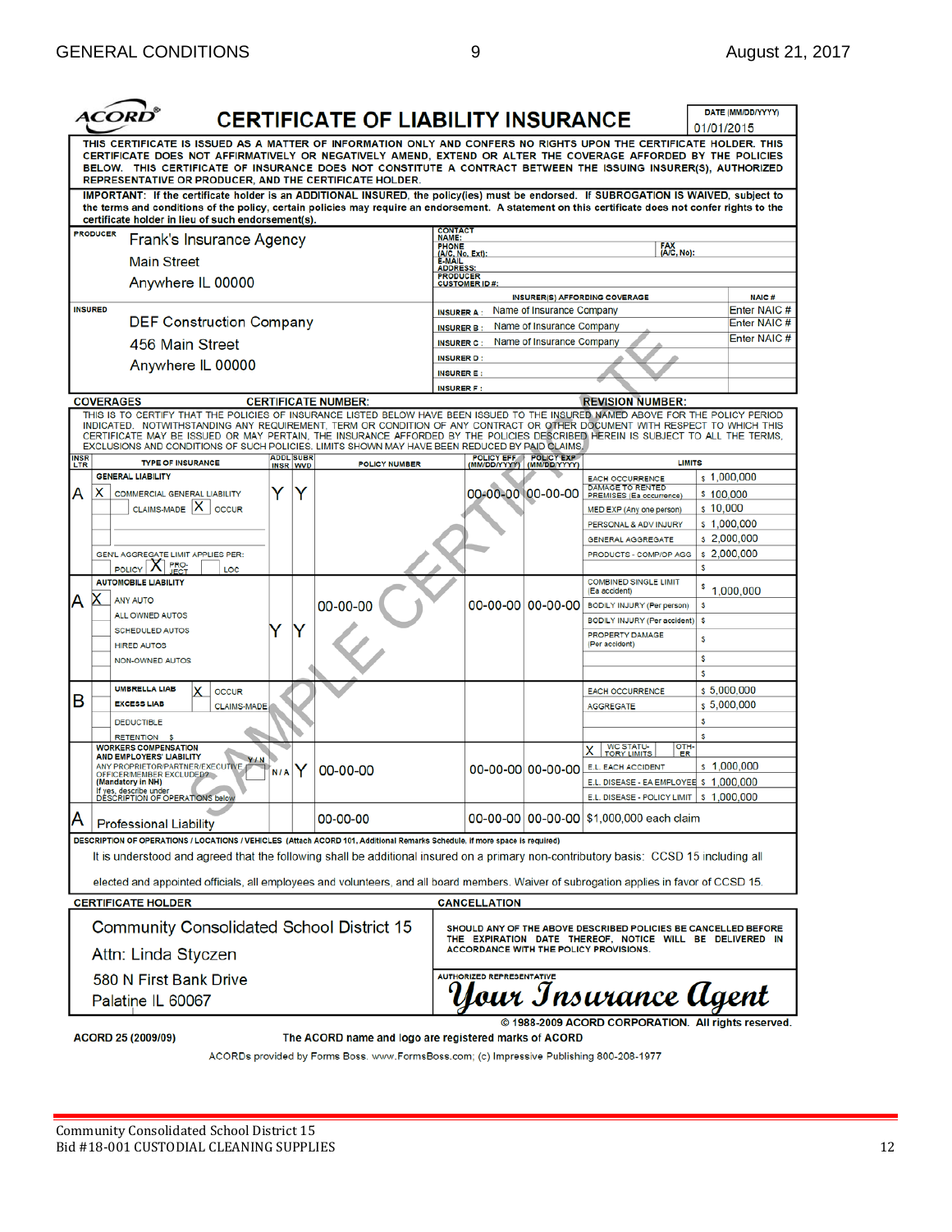# ACORD® CERTIFICATE OF LIABILITY INSURANCE

DATE (MM/DD/YYYY): 01/01/2015

THIS CERTIFICATE IS ISSUED AS A MATTER OF INFORMATION ONLY AND CONFERS NO RIGHTS UPON THE CERTIFICATE HOLDER. THIS CERTIFICATE DOES NOT AFFIRMATIVELY OR NEGATIVELY AMEND, EXTEND OR ALTER THE COVERAGE AFFORDED BY THE POLICIES BELOW. THIS CERTIFICATE OF INSURANCE DOES NOT CONSTITUTE A CONTRACT BETWEEN THE ISSUING INSURER(S), AUTHORIZED REPRESENTATIVE OR PRODUCER, AND THE CERTIFICATE HOLDER.

**IMPORTANT:** If the certificate holder is an ADDITIONAL INSURED, the policy(ies) must be endorsed. If SUBROGATION IS WAIVED, subject to the terms and conditions of the policy, certain policies may require an endorsement. A statement on this certificate does not confer rights to the certificate holder in lieu of such endorsement(s).

**PRODUCER**
Frank's Insurance Agency
Main Street
Anywhere IL 00000

CONTACT NAME:
PHONE (A/C, No, Ext): FAX (A/C, No):
E-MAIL ADDRESS:
PRODUCER CUSTOMER ID #:

**INSURED**
DEF Construction Company
456 Main Street
Anywhere IL 00000

| INSURER(S) AFFORDING COVERAGE | | NAIC # |
|---|---|---|
| INSURER A : | Name of Insurance Company | Enter NAIC # |
| INSURER B : | Name of Insurance Company | Enter NAIC # |
| INSURER C : | Name of Insurance Company | Enter NAIC # |
| INSURER D : | | |
| INSURER E : | | |
| INSURER F : | | |

**COVERAGES** CERTIFICATE NUMBER: REVISION NUMBER:

THIS IS TO CERTIFY THAT THE POLICIES OF INSURANCE LISTED BELOW HAVE BEEN ISSUED TO THE INSURED NAMED ABOVE FOR THE POLICY PERIOD INDICATED. NOTWITHSTANDING ANY REQUIREMENT, TERM OR CONDITION OF ANY CONTRACT OR OTHER DOCUMENT WITH RESPECT TO WHICH THIS CERTIFICATE MAY BE ISSUED OR MAY PERTAIN, THE INSURANCE AFFORDED BY THE POLICIES DESCRIBED HEREIN IS SUBJECT TO ALL THE TERMS, EXCLUSIONS AND CONDITIONS OF SUCH POLICIES. LIMITS SHOWN MAY HAVE BEEN REDUCED BY PAID CLAIMS.

| INSR LTR | TYPE OF INSURANCE | ADDL INSR | SUBR WVD | POLICY NUMBER | POLICY EFF (MM/DD/YYYY) | POLICY EXP (MM/DD/YYYY) | LIMITS | |
|---|---|---|---|---|---|---|---|---|
| A | GENERAL LIABILITY: X COMMERCIAL GENERAL LIABILITY; CLAIMS-MADE X OCCUR; GEN'L AGGREGATE LIMIT APPLIES PER: POLICY X PROJECT LOC | Y | Y | | 00-00-00 | 00-00-00 | EACH OCCURRENCE | $ 1,000,000 |
| | | | | | | | DAMAGE TO RENTED PREMISES (Ea occurrence) | $ 100,000 |
| | | | | | | | MED EXP (Any one person) | $ 10,000 |
| | | | | | | | PERSONAL & ADV INJURY | $ 1,000,000 |
| | | | | | | | GENERAL AGGREGATE | $ 2,000,000 |
| | | | | | | | PRODUCTS - COMP/OP AGG | $ 2,000,000 |
| A | AUTOMOBILE LIABILITY: X ANY AUTO; ALL OWNED AUTOS; SCHEDULED AUTOS; HIRED AUTOS; NON-OWNED AUTOS | Y | Y | 00-00-00 | 00-00-00 | 00-00-00 | COMBINED SINGLE LIMIT (Ea accident) | $ 1,000,000 |
| | | | | | | | BODILY INJURY (Per person) | $ |
| | | | | | | | BODILY INJURY (Per accident) | $ |
| | | | | | | | PROPERTY DAMAGE (Per accident) | $ |
| B | UMBRELLA LIAB X OCCUR; EXCESS LIAB CLAIMS-MADE; DEDUCTIBLE; RETENTION $ | | | | | | EACH OCCURRENCE | $ 5,000,000 |
| | | | | | | | AGGREGATE | $ 5,000,000 |
| | WORKERS COMPENSATION AND EMPLOYERS' LIABILITY; ANY PROPRIETOR/PARTNER/EXECUTIVE OFFICER/MEMBER EXCLUDED? (Mandatory in NH) Y/N; If yes, describe under DESCRIPTION OF OPERATIONS below | N/A | Y | 00-00-00 | 00-00-00 | 00-00-00 | X WC STATUTORY LIMITS / OTHER | |
| | | | | | | | E.L. EACH ACCIDENT | $ 1,000,000 |
| | | | | | | | E.L. DISEASE - EA EMPLOYEE | $ 1,000,000 |
| | | | | | | | E.L. DISEASE - POLICY LIMIT | $ 1,000,000 |
| A | Professional Liability | | | 00-00-00 | 00-00-00 | 00-00-00 | $1,000,000 each claim | |

**DESCRIPTION OF OPERATIONS / LOCATIONS / VEHICLES** (Attach ACORD 101, Additional Remarks Schedule, if more space is required)

It is understood and agreed that the following shall be additional insured on a primary non-contributory basis: CCSD 15 including all elected and appointed officials, all employees and volunteers, and all board members. Waiver of subrogation applies in favor of CCSD 15.

**CERTIFICATE HOLDER**
Community Consolidated School District 15
Attn: Linda Styczen
580 N First Bank Drive
Palatine IL 60067

**CANCELLATION**
SHOULD ANY OF THE ABOVE DESCRIBED POLICIES BE CANCELLED BEFORE THE EXPIRATION DATE THEREOF, NOTICE WILL BE DELIVERED IN ACCORDANCE WITH THE POLICY PROVISIONS.

AUTHORIZED REPRESENTATIVE: *Your Insurance Agent*

© 1988-2009 ACORD CORPORATION. All rights reserved.

ACORD 25 (2009/09) The ACORD name and logo are registered marks of ACORD

ACORDs provided by Forms Boss. www.FormsBoss.com; (c) Impressive Publishing 800-208-1977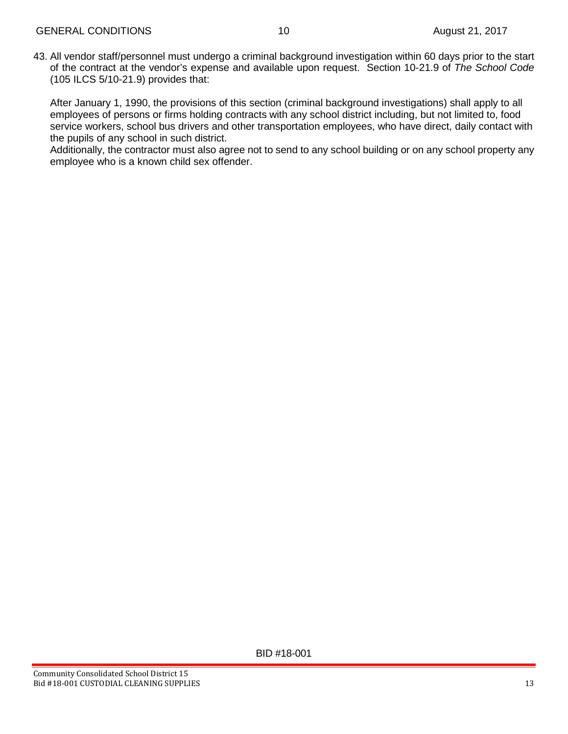43. All vendor staff/personnel must undergo a criminal background investigation within 60 days prior to the start of the contract at the vendor's expense and available upon request. Section 10-21.9 of *The School Code* (105 ILCS 5/10-21.9) provides that:

    After January 1, 1990, the provisions of this section (criminal background investigations) shall apply to all employees of persons or firms holding contracts with any school district including, but not limited to, food service workers, school bus drivers and other transportation employees, who have direct, daily contact with the pupils of any school in such district.

    Additionally, the contractor must also agree not to send to any school building or on any school property any employee who is a known child sex offender.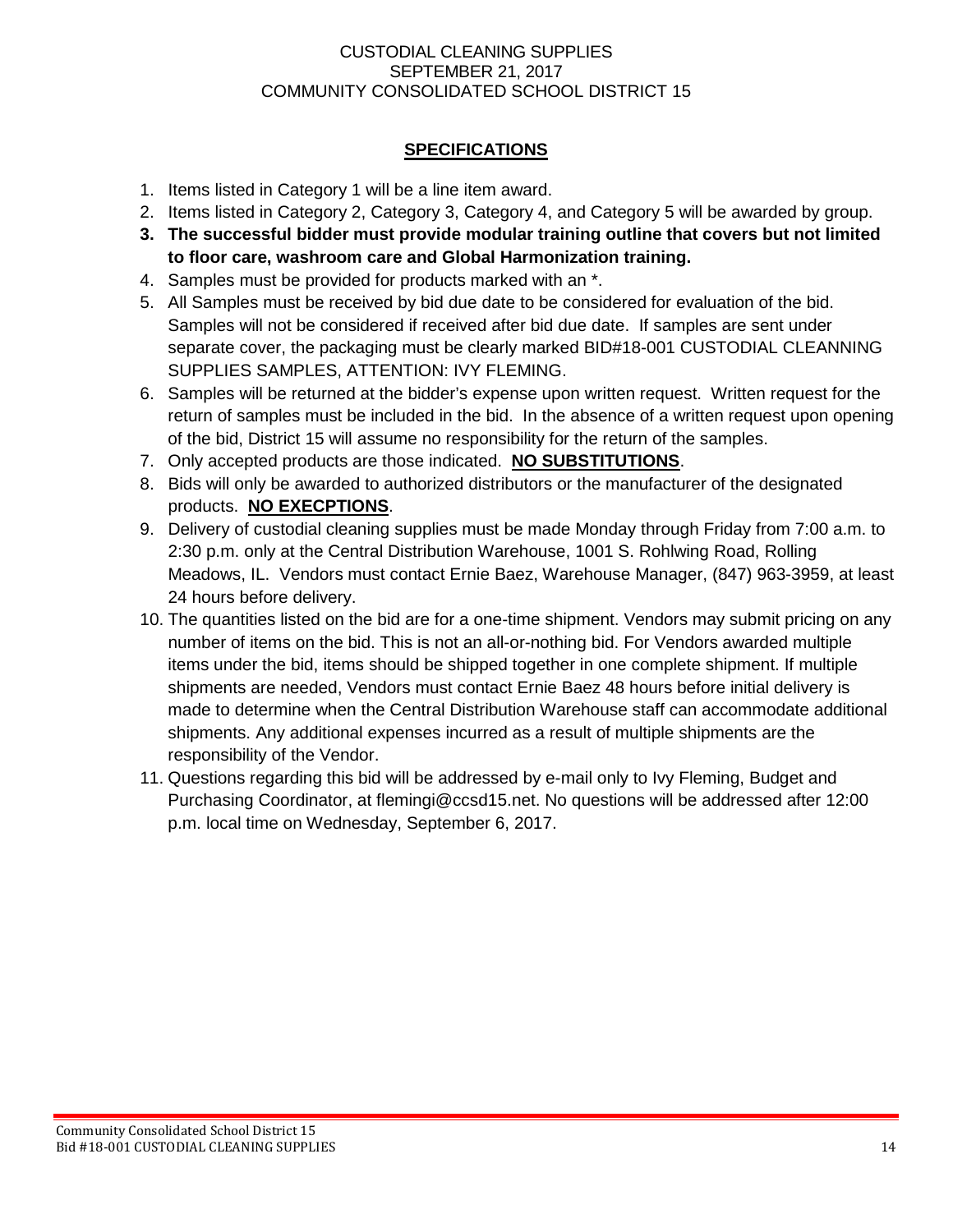CUSTODIAL CLEANING SUPPLIES
SEPTEMBER 21, 2017
COMMUNITY CONSOLIDATED SCHOOL DISTRICT 15

## **SPECIFICATIONS**

1. Items listed in Category 1 will be a line item award.
2. Items listed in Category 2, Category 3, Category 4, and Category 5 will be awarded by group.
3. **The successful bidder must provide modular training outline that covers but not limited to floor care, washroom care and Global Harmonization training.**
4. Samples must be provided for products marked with an *.
5. All Samples must be received by bid due date to be considered for evaluation of the bid. Samples will not be considered if received after bid due date. If samples are sent under separate cover, the packaging must be clearly marked BID#18-001 CUSTODIAL CLEANNING SUPPLIES SAMPLES, ATTENTION: IVY FLEMING.
6. Samples will be returned at the bidder's expense upon written request. Written request for the return of samples must be included in the bid. In the absence of a written request upon opening of the bid, District 15 will assume no responsibility for the return of the samples.
7. Only accepted products are those indicated. **NO SUBSTITUTIONS**.
8. Bids will only be awarded to authorized distributors or the manufacturer of the designated products. **NO EXECPTIONS**.
9. Delivery of custodial cleaning supplies must be made Monday through Friday from 7:00 a.m. to 2:30 p.m. only at the Central Distribution Warehouse, 1001 S. Rohlwing Road, Rolling Meadows, IL. Vendors must contact Ernie Baez, Warehouse Manager, (847) 963-3959, at least 24 hours before delivery.
10. The quantities listed on the bid are for a one-time shipment. Vendors may submit pricing on any number of items on the bid. This is not an all-or-nothing bid. For Vendors awarded multiple items under the bid, items should be shipped together in one complete shipment. If multiple shipments are needed, Vendors must contact Ernie Baez 48 hours before initial delivery is made to determine when the Central Distribution Warehouse staff can accommodate additional shipments. Any additional expenses incurred as a result of multiple shipments are the responsibility of the Vendor.
11. Questions regarding this bid will be addressed by e-mail only to Ivy Fleming, Budget and Purchasing Coordinator, at flemingi@ccsd15.net. No questions will be addressed after 12:00 p.m. local time on Wednesday, September 6, 2017.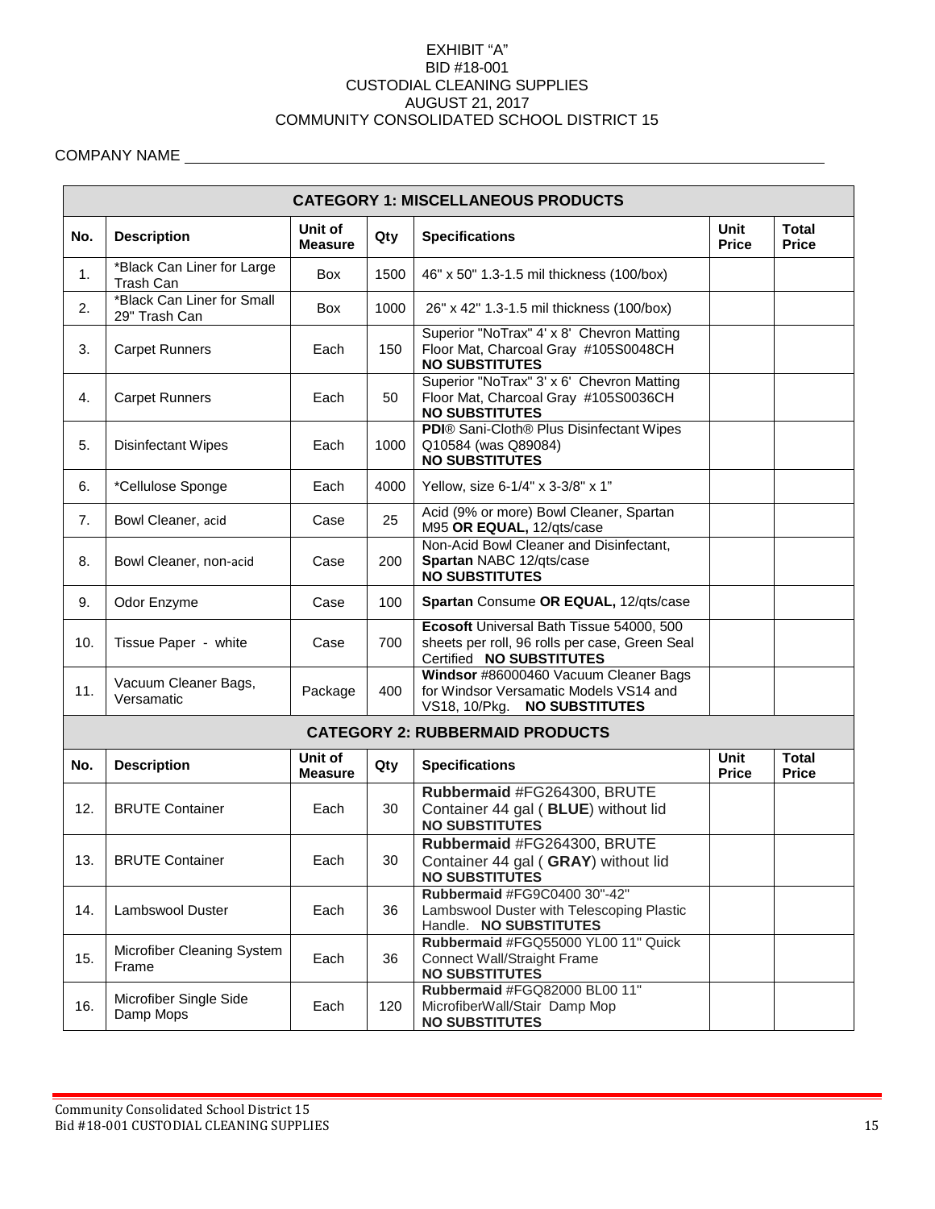EXHIBIT "A"
BID #18-001
CUSTODIAL CLEANING SUPPLIES
AUGUST 21, 2017
COMMUNITY CONSOLIDATED SCHOOL DISTRICT 15

COMPANY NAME \_\_\_\_\_\_\_\_\_\_\_\_\_\_\_\_\_\_\_\_\_\_\_\_\_\_\_\_\_\_\_\_\_\_\_\_\_\_\_\_

| **CATEGORY 1: MISCELLANEOUS PRODUCTS** | | | | | | |
|---|---|---|---|---|---|---|
| **No.** | **Description** | **Unit of Measure** | **Qty** | **Specifications** | **Unit Price** | **Total Price** |
| 1. | *Black Can Liner for Large Trash Can | Box | 1500 | 46" x 50" 1.3-1.5 mil thickness (100/box) | | |
| 2. | *Black Can Liner for Small 29" Trash Can | Box | 1000 | 26" x 42" 1.3-1.5 mil thickness (100/box) | | |
| 3. | Carpet Runners | Each | 150 | Superior "NoTrax" 4' x 8' Chevron Matting Floor Mat, Charcoal Gray #105S0048CH **NO SUBSTITUTES** | | |
| 4. | Carpet Runners | Each | 50 | Superior "NoTrax" 3' x 6' Chevron Matting Floor Mat, Charcoal Gray #105S0036CH **NO SUBSTITUTES** | | |
| 5. | Disinfectant Wipes | Each | 1000 | **PDI**® Sani-Cloth® Plus Disinfectant Wipes Q10584 (was Q89084) **NO SUBSTITUTES** | | |
| 6. | *Cellulose Sponge | Each | 4000 | Yellow, size 6-1/4" x 3-3/8" x 1" | | |
| 7. | Bowl Cleaner, acid | Case | 25 | Acid (9% or more) Bowl Cleaner, Spartan M95 **OR EQUAL,** 12/qts/case | | |
| 8. | Bowl Cleaner, non-acid | Case | 200 | Non-Acid Bowl Cleaner and Disinfectant, **Spartan** NABC 12/qts/case **NO SUBSTITUTES** | | |
| 9. | Odor Enzyme | Case | 100 | **Spartan** Consume **OR EQUAL,** 12/qts/case | | |
| 10. | Tissue Paper - white | Case | 700 | **Ecosoft** Universal Bath Tissue 54000, 500 sheets per roll, 96 rolls per case, Green Seal Certified **NO SUBSTITUTES** | | |
| 11. | Vacuum Cleaner Bags, Versamatic | Package | 400 | **Windsor** #86000460 Vacuum Cleaner Bags for Windsor Versamatic Models VS14 and VS18, 10/Pkg. **NO SUBSTITUTES** | | |
| **CATEGORY 2: RUBBERMAID PRODUCTS** | | | | | | |
| **No.** | **Description** | **Unit of Measure** | **Qty** | **Specifications** | **Unit Price** | **Total Price** |
| 12. | BRUTE Container | Each | 30 | **Rubbermaid** #FG264300, BRUTE Container 44 gal ( **BLUE**) without lid **NO SUBSTITUTES** | | |
| 13. | BRUTE Container | Each | 30 | **Rubbermaid** #FG264300, BRUTE Container 44 gal ( **GRAY**) without lid **NO SUBSTITUTES** | | |
| 14. | Lambswool Duster | Each | 36 | **Rubbermaid** #FG9C0400 30"-42" Lambswool Duster with Telescoping Plastic Handle. **NO SUBSTITUTES** | | |
| 15. | Microfiber Cleaning System Frame | Each | 36 | **Rubbermaid** #FGQ55000 YL00 11" Quick Connect Wall/Straight Frame **NO SUBSTITUTES** | | |
| 16. | Microfiber Single Side Damp Mops | Each | 120 | **Rubbermaid** #FGQ82000 BL00 11" MicrofiberWall/Stair Damp Mop **NO SUBSTITUTES** | | |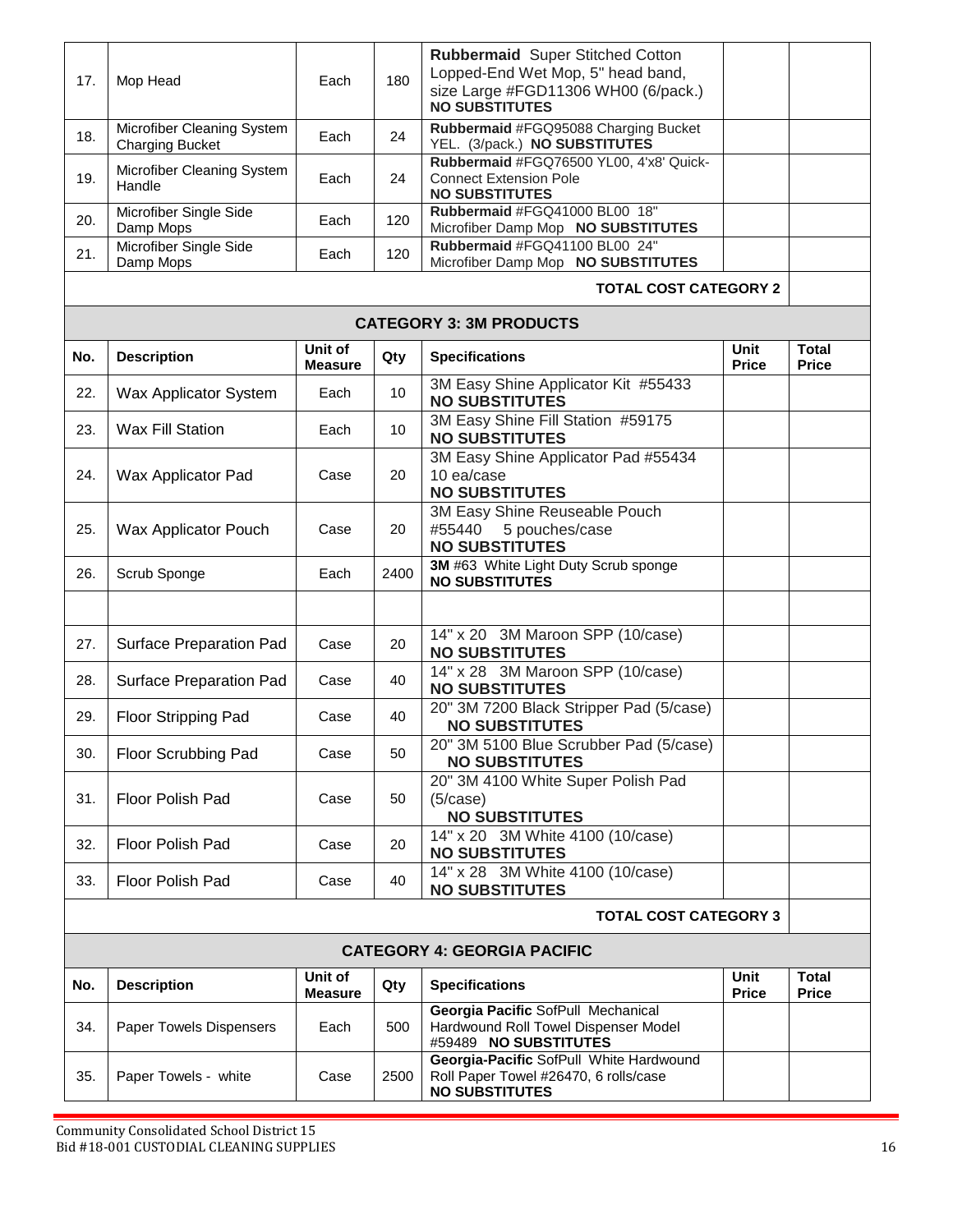| No. | Description | Unit of Measure | Qty | Specifications | Unit Price | Total Price |
|---|---|---|---|---|---|---|
| 17. | Mop Head | Each | 180 | **Rubbermaid** Super Stitched Cotton Lopped-End Wet Mop, 5" head band, size Large #FGD11306 WH00 (6/pack.) **NO SUBSTITUTES** | | |
| 18. | Microfiber Cleaning System Charging Bucket | Each | 24 | **Rubbermaid** #FGQ95088 Charging Bucket YEL. (3/pack.) **NO SUBSTITUTES** | | |
| 19. | Microfiber Cleaning System Handle | Each | 24 | **Rubbermaid** #FGQ76500 YL00, 4'x8' Quick-Connect Extension Pole **NO SUBSTITUTES** | | |
| 20. | Microfiber Single Side Damp Mops | Each | 120 | **Rubbermaid** #FGQ41000 BL00 18" Microfiber Damp Mop **NO SUBSTITUTES** | | |
| 21. | Microfiber Single Side Damp Mops | Each | 120 | **Rubbermaid** #FGQ41100 BL00 24" Microfiber Damp Mop **NO SUBSTITUTES** | | |
| | | | | **TOTAL COST CATEGORY 2** | | |

## CATEGORY 3: 3M PRODUCTS

| No. | Description | Unit of Measure | Qty | Specifications | Unit Price | Total Price |
|---|---|---|---|---|---|---|
| 22. | Wax Applicator System | Each | 10 | 3M Easy Shine Applicator Kit #55433 **NO SUBSTITUTES** | | |
| 23. | Wax Fill Station | Each | 10 | 3M Easy Shine Fill Station #59175 **NO SUBSTITUTES** | | |
| 24. | Wax Applicator Pad | Case | 20 | 3M Easy Shine Applicator Pad #55434 10 ea/case **NO SUBSTITUTES** | | |
| 25. | Wax Applicator Pouch | Case | 20 | 3M Easy Shine Reuseable Pouch #55440 5 pouches/case **NO SUBSTITUTES** | | |
| 26. | Scrub Sponge | Each | 2400 | **3M** #63 White Light Duty Scrub sponge **NO SUBSTITUTES** | | |
| | | | | | | |
| 27. | Surface Preparation Pad | Case | 20 | 14" x 20 3M Maroon SPP (10/case) **NO SUBSTITUTES** | | |
| 28. | Surface Preparation Pad | Case | 40 | 14" x 28 3M Maroon SPP (10/case) **NO SUBSTITUTES** | | |
| 29. | Floor Stripping Pad | Case | 40 | 20" 3M 7200 Black Stripper Pad (5/case) **NO SUBSTITUTES** | | |
| 30. | Floor Scrubbing Pad | Case | 50 | 20" 3M 5100 Blue Scrubber Pad (5/case) **NO SUBSTITUTES** | | |
| 31. | Floor Polish Pad | Case | 50 | 20" 3M 4100 White Super Polish Pad (5/case) **NO SUBSTITUTES** | | |
| 32. | Floor Polish Pad | Case | 20 | 14" x 20 3M White 4100 (10/case) **NO SUBSTITUTES** | | |
| 33. | Floor Polish Pad | Case | 40 | 14" x 28 3M White 4100 (10/case) **NO SUBSTITUTES** | | |
| | | | | **TOTAL COST CATEGORY 3** | | |

## CATEGORY 4: GEORGIA PACIFIC

| No. | Description | Unit of Measure | Qty | Specifications | Unit Price | Total Price |
|---|---|---|---|---|---|---|
| 34. | Paper Towels Dispensers | Each | 500 | **Georgia Pacific** SofPull Mechanical Hardwound Roll Towel Dispenser Model #59489 **NO SUBSTITUTES** | | |
| 35. | Paper Towels - white | Case | 2500 | **Georgia-Pacific** SofPull White Hardwound Roll Paper Towel #26470, 6 rolls/case **NO SUBSTITUTES** | | |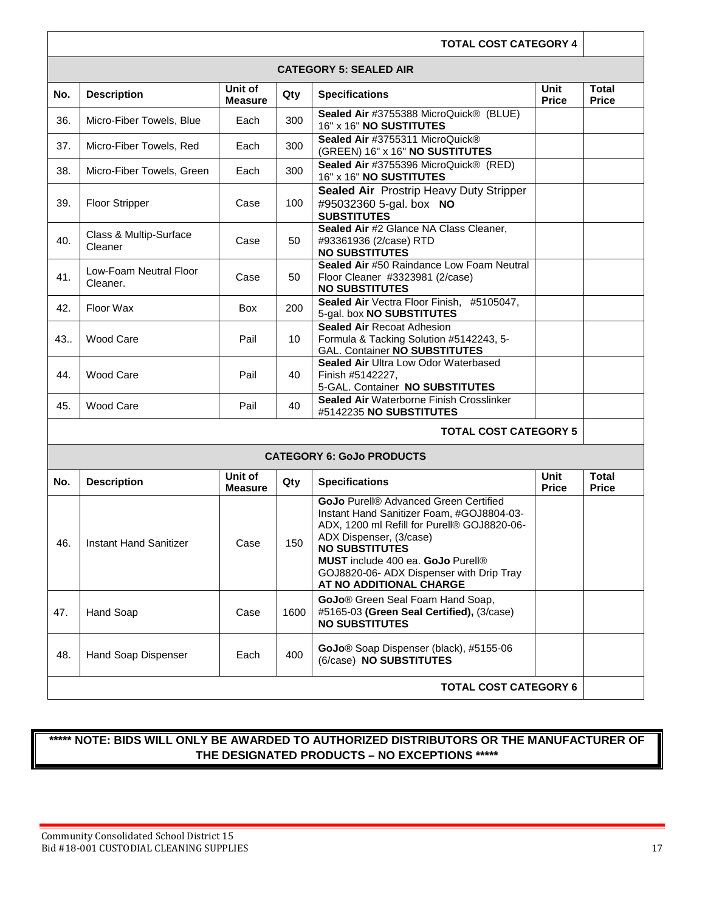| | | | | | | |
|---|---|---|---|---|---|---|
| | | | | **TOTAL COST CATEGORY 4** | | |

**CATEGORY 5: SEALED AIR**

| No. | Description | Unit of Measure | Qty | Specifications | Unit Price | Total Price |
|---|---|---|---|---|---|---|
| 36. | Micro-Fiber Towels, Blue | Each | 300 | **Sealed Air** #3755388 MicroQuick® (BLUE) 16" x 16" **NO SUSTITUTES** | | |
| 37. | Micro-Fiber Towels, Red | Each | 300 | **Sealed Air** #3755311 MicroQuick® (GREEN) 16" x 16" **NO SUSTITUTES** | | |
| 38. | Micro-Fiber Towels, Green | Each | 300 | **Sealed Air** #3755396 MicroQuick® (RED) 16" x 16" **NO SUSTITUTES** | | |
| 39. | Floor Stripper | Case | 100 | **Sealed Air** Prostrip Heavy Duty Stripper #95032360 5-gal. box **NO SUBSTITUTES** | | |
| 40. | Class & Multip-Surface Cleaner | Case | 50 | **Sealed Air** #2 Glance NA Class Cleaner, #93361936 (2/case) RTD **NO SUBSTITUTES** | | |
| 41. | Low-Foam Neutral Floor Cleaner. | Case | 50 | **Sealed Air** #50 Raindance Low Foam Neutral Floor Cleaner #3323981 (2/case) **NO SUBSTITUTES** | | |
| 42. | Floor Wax | Box | 200 | **Sealed Air** Vectra Floor Finish, #5105047, 5-gal. box **NO SUBSTITUTES** | | |
| 43.. | Wood Care | Pail | 10 | **Sealed Air** Recoat Adhesion Formula & Tacking Solution #5142243, 5-GAL. Container **NO SUBSTITUTES** | | |
| 44. | Wood Care | Pail | 40 | **Sealed Air** Ultra Low Odor Waterbased Finish #5142227, 5-GAL. Container **NO SUBSTITUTES** | | |
| 45. | Wood Care | Pail | 40 | **Sealed Air** Waterborne Finish Crosslinker #5142235 **NO SUBSTITUTES** | | |
| | | | | **TOTAL COST CATEGORY 5** | | |

**CATEGORY 6: GoJo PRODUCTS**

| No. | Description | Unit of Measure | Qty | Specifications | Unit Price | Total Price |
|---|---|---|---|---|---|---|
| 46. | Instant Hand Sanitizer | Case | 150 | **GoJo** Purell® Advanced Green Certified Instant Hand Sanitizer Foam, #GOJ8804-03-ADX, 1200 ml Refill for Purell® GOJ8820-06-ADX Dispenser, (3/case) **NO SUBSTITUTES** **MUST** include 400 ea. **GoJo** Purell® GOJ8820-06- ADX Dispenser with Drip Tray **AT NO ADDITIONAL CHARGE** | | |
| 47. | Hand Soap | Case | 1600 | **GoJo**® Green Seal Foam Hand Soap, #5165-03 **(Green Seal Certified),** (3/case) **NO SUBSTITUTES** | | |
| 48. | Hand Soap Dispenser | Each | 400 | **GoJo**® Soap Dispenser (black), #5155-06 (6/case) **NO SUBSTITUTES** | | |
| | | | | **TOTAL COST CATEGORY 6** | | |

**\*\*\*\*\* NOTE: BIDS WILL ONLY BE AWARDED TO AUTHORIZED DISTRIBUTORS OR THE MANUFACTURER OF THE DESIGNATED PRODUCTS – NO EXCEPTIONS \*\*\*\*\***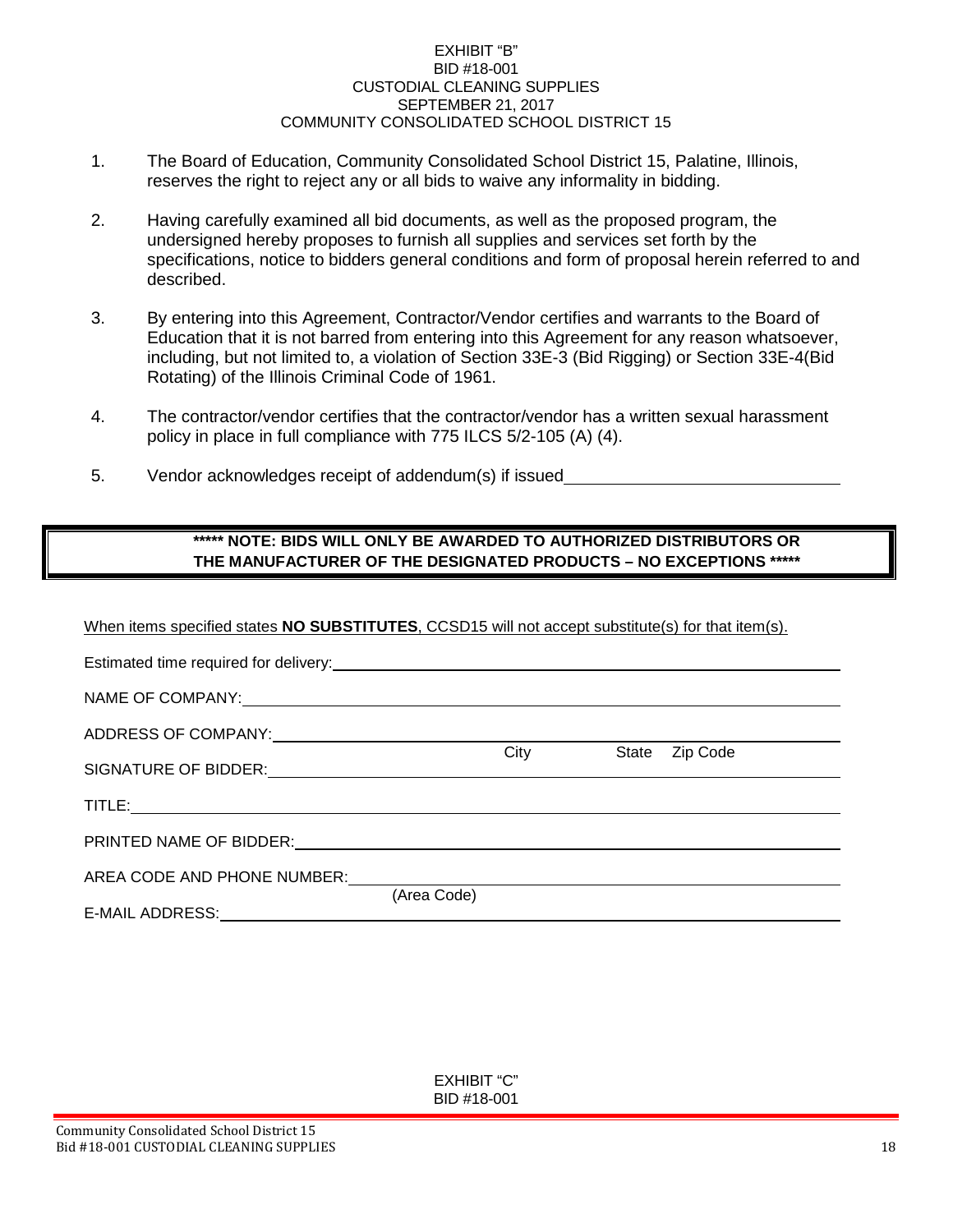EXHIBIT "B"
BID #18-001
CUSTODIAL CLEANING SUPPLIES
SEPTEMBER 21, 2017
COMMUNITY CONSOLIDATED SCHOOL DISTRICT 15

1. The Board of Education, Community Consolidated School District 15, Palatine, Illinois, reserves the right to reject any or all bids to waive any informality in bidding.

2. Having carefully examined all bid documents, as well as the proposed program, the undersigned hereby proposes to furnish all supplies and services set forth by the specifications, notice to bidders general conditions and form of proposal herein referred to and described.

3. By entering into this Agreement, Contractor/Vendor certifies and warrants to the Board of Education that it is not barred from entering into this Agreement for any reason whatsoever, including, but not limited to, a violation of Section 33E-3 (Bid Rigging) or Section 33E-4(Bid Rotating) of the Illinois Criminal Code of 1961.

4. The contractor/vendor certifies that the contractor/vendor has a written sexual harassment policy in place in full compliance with 775 ILCS 5/2-105 (A) (4).

5. Vendor acknowledges receipt of addendum(s) if issued\_\_\_\_\_\_\_\_\_\_\_\_\_\_\_\_\_\_\_\_\_\_\_\_\_\_\_\_\_\_

**\*\*\*\*\* NOTE: BIDS WILL ONLY BE AWARDED TO AUTHORIZED DISTRIBUTORS OR THE MANUFACTURER OF THE DESIGNATED PRODUCTS – NO EXCEPTIONS \*\*\*\*\***

When items specified states **NO SUBSTITUTES**, CCSD15 will not accept substitute(s) for that item(s).

Estimated time required for delivery:\_\_\_\_\_\_\_\_\_\_\_\_\_\_\_\_\_\_\_\_\_\_\_\_\_\_\_\_\_\_\_\_\_\_\_\_\_\_\_\_\_\_\_\_

NAME OF COMPANY:\_\_\_\_\_\_\_\_\_\_\_\_\_\_\_\_\_\_\_\_\_\_\_\_\_\_\_\_\_\_\_\_\_\_\_\_\_\_\_\_\_\_\_\_\_\_\_\_\_\_\_\_\_

ADDRESS OF COMPANY:\_\_\_\_\_\_\_\_\_\_\_\_\_\_\_\_\_\_\_\_\_\_\_\_\_\_\_\_\_\_\_\_\_\_\_\_\_\_\_\_\_\_\_\_\_\_\_\_\_\_
City State Zip Code

SIGNATURE OF BIDDER:\_\_\_\_\_\_\_\_\_\_\_\_\_\_\_\_\_\_\_\_\_\_\_\_\_\_\_\_\_\_\_\_\_\_\_\_\_\_\_\_\_\_\_\_\_\_\_\_\_\_

TITLE:\_\_\_\_\_\_\_\_\_\_\_\_\_\_\_\_\_\_\_\_\_\_\_\_\_\_\_\_\_\_\_\_\_\_\_\_\_\_\_\_\_\_\_\_\_\_\_\_\_\_\_\_\_\_\_\_\_\_\_\_\_\_\_\_

PRINTED NAME OF BIDDER:\_\_\_\_\_\_\_\_\_\_\_\_\_\_\_\_\_\_\_\_\_\_\_\_\_\_\_\_\_\_\_\_\_\_\_\_\_\_\_\_\_\_\_\_\_\_\_\_

AREA CODE AND PHONE NUMBER:\_\_\_\_\_\_\_\_\_\_\_\_\_\_\_\_\_\_\_\_\_\_\_\_\_\_\_\_\_\_\_\_\_\_\_\_\_\_\_\_\_\_
(Area Code)

E-MAIL ADDRESS:\_\_\_\_\_\_\_\_\_\_\_\_\_\_\_\_\_\_\_\_\_\_\_\_\_\_\_\_\_\_\_\_\_\_\_\_\_\_\_\_\_\_\_\_\_\_\_\_\_\_\_\_\_\_\_

EXHIBIT "C"
BID #18-001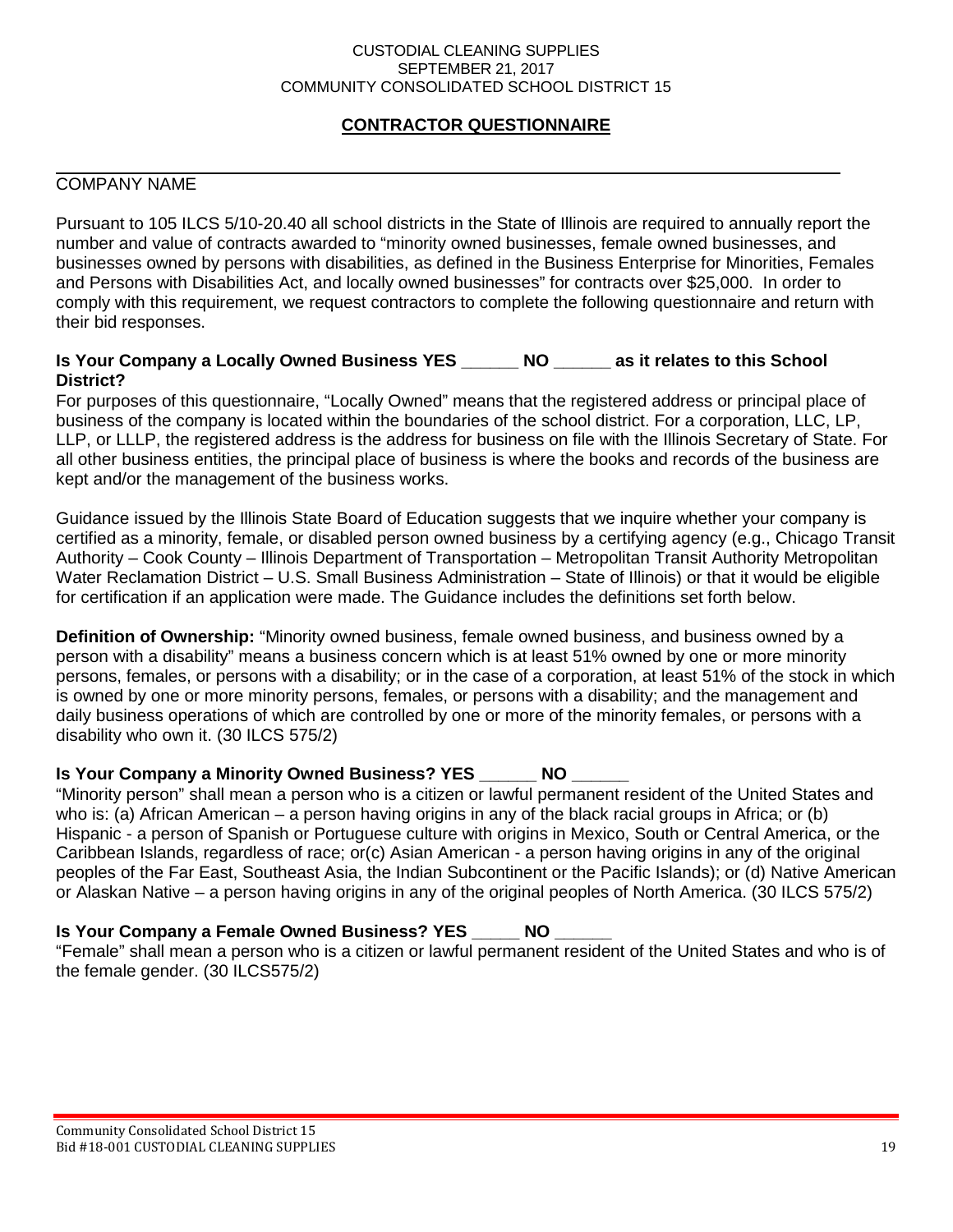## CONTRACTOR QUESTIONNAIRE

\_\_\_\_\_\_\_\_\_\_\_\_\_\_\_\_\_\_\_\_\_\_\_\_\_\_\_\_\_\_\_\_\_\_\_\_\_\_\_\_\_\_\_\_\_\_\_\_\_\_\_\_\_\_\_\_\_\_\_\_\_\_\_\_\_\_\_\_\_\_

COMPANY NAME

Pursuant to 105 ILCS 5/10-20.40 all school districts in the State of Illinois are required to annually report the number and value of contracts awarded to "minority owned businesses, female owned businesses, and businesses owned by persons with disabilities, as defined in the Business Enterprise for Minorities, Females and Persons with Disabilities Act, and locally owned businesses" for contracts over $25,000. In order to comply with this requirement, we request contractors to complete the following questionnaire and return with their bid responses.

**Is Your Company a Locally Owned Business YES ______ NO ______ as it relates to this School District?**

For purposes of this questionnaire, "Locally Owned" means that the registered address or principal place of business of the company is located within the boundaries of the school district. For a corporation, LLC, LP, LLP, or LLLP, the registered address is the address for business on file with the Illinois Secretary of State. For all other business entities, the principal place of business is where the books and records of the business are kept and/or the management of the business works.

Guidance issued by the Illinois State Board of Education suggests that we inquire whether your company is certified as a minority, female, or disabled person owned business by a certifying agency (e.g., Chicago Transit Authority – Cook County – Illinois Department of Transportation – Metropolitan Transit Authority Metropolitan Water Reclamation District – U.S. Small Business Administration – State of Illinois) or that it would be eligible for certification if an application were made. The Guidance includes the definitions set forth below.

**Definition of Ownership:** "Minority owned business, female owned business, and business owned by a person with a disability" means a business concern which is at least 51% owned by one or more minority persons, females, or persons with a disability; or in the case of a corporation, at least 51% of the stock in which is owned by one or more minority persons, females, or persons with a disability; and the management and daily business operations of which are controlled by one or more of the minority females, or persons with a disability who own it. (30 ILCS 575/2)

**Is Your Company a Minority Owned Business? YES ______ NO ______**

"Minority person" shall mean a person who is a citizen or lawful permanent resident of the United States and who is: (a) African American – a person having origins in any of the black racial groups in Africa; or (b) Hispanic - a person of Spanish or Portuguese culture with origins in Mexico, South or Central America, or the Caribbean Islands, regardless of race; or(c) Asian American - a person having origins in any of the original peoples of the Far East, Southeast Asia, the Indian Subcontinent or the Pacific Islands); or (d) Native American or Alaskan Native – a person having origins in any of the original peoples of North America. (30 ILCS 575/2)

**Is Your Company a Female Owned Business? YES _____ NO ______**

"Female" shall mean a person who is a citizen or lawful permanent resident of the United States and who is of the female gender. (30 ILCS575/2)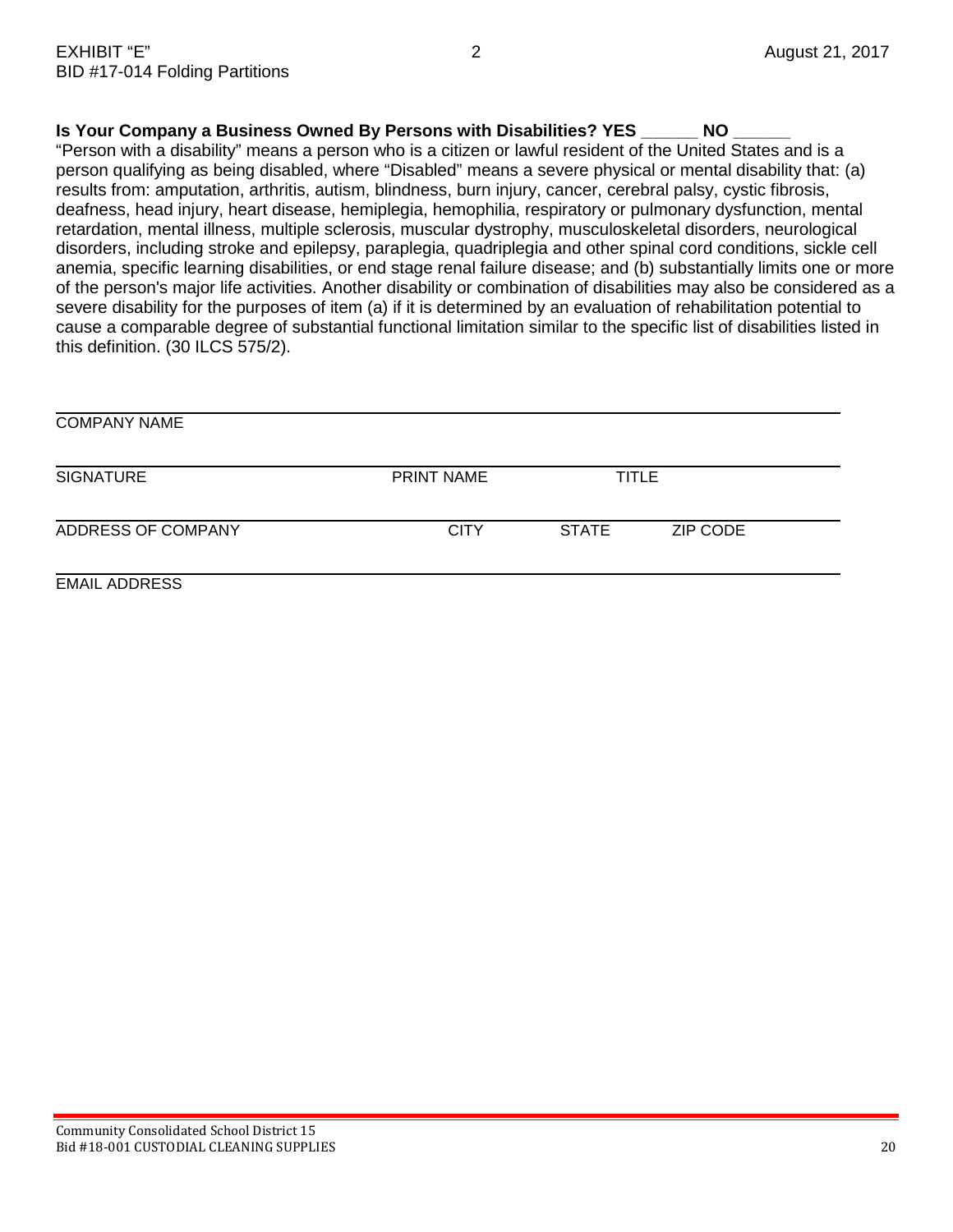**Is Your Company a Business Owned By Persons with Disabilities? YES ______ NO ______**

"Person with a disability" means a person who is a citizen or lawful resident of the United States and is a person qualifying as being disabled, where "Disabled" means a severe physical or mental disability that: (a) results from: amputation, arthritis, autism, blindness, burn injury, cancer, cerebral palsy, cystic fibrosis, deafness, head injury, heart disease, hemiplegia, hemophilia, respiratory or pulmonary dysfunction, mental retardation, mental illness, multiple sclerosis, muscular dystrophy, musculoskeletal disorders, neurological disorders, including stroke and epilepsy, paraplegia, quadriplegia and other spinal cord conditions, sickle cell anemia, specific learning disabilities, or end stage renal failure disease; and (b) substantially limits one or more of the person's major life activities. Another disability or combination of disabilities may also be considered as a severe disability for the purposes of item (a) if it is determined by an evaluation of rehabilitation potential to cause a comparable degree of substantial functional limitation similar to the specific list of disabilities listed in this definition. (30 ILCS 575/2).

_______________________________________________
COMPANY NAME

_______________________________________________
SIGNATURE PRINT NAME TITLE

_______________________________________________
ADDRESS OF COMPANY CITY STATE ZIP CODE

_______________________________________________
EMAIL ADDRESS